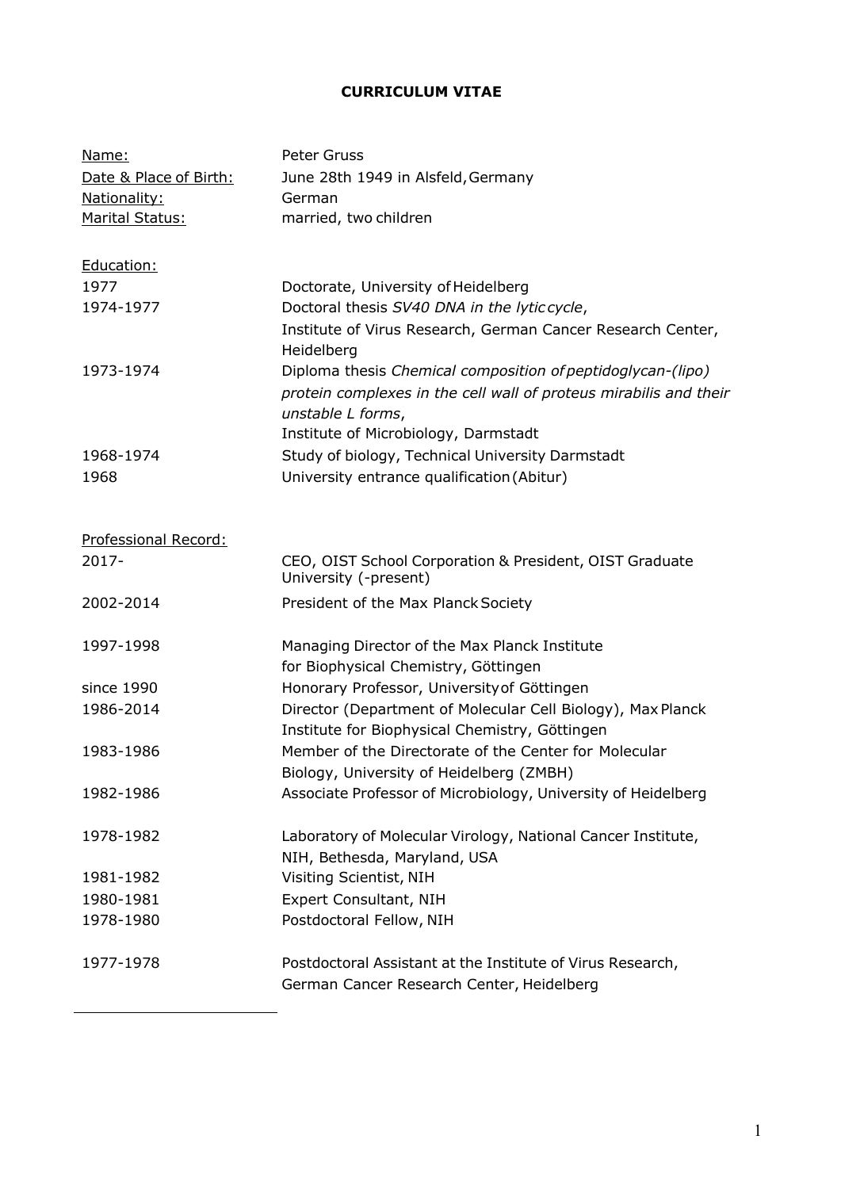**CURRICULUM VITAE**

| | |
|---|---|
| Name: | Peter Gruss |
| Date & Place of Birth: | June 28th 1949 in Alsfeld, Germany |
| Nationality: | German |
| Marital Status: | married, two children |

Education:

| | |
|---|---|
| 1977 | Doctorate, University of Heidelberg |
| 1974-1977 | Doctoral thesis *SV40 DNA in the lytic cycle*, Institute of Virus Research, German Cancer Research Center, Heidelberg |
| 1973-1974 | Diploma thesis *Chemical composition of peptidoglycan-(lipo) protein complexes in the cell wall of proteus mirabilis and their unstable L forms*, Institute of Microbiology, Darmstadt |
| 1968-1974 | Study of biology, Technical University Darmstadt |
| 1968 | University entrance qualification (Abitur) |

Professional Record:

| | |
|---|---|
| 2017- | CEO, OIST School Corporation & President, OIST Graduate University (-present) |
| 2002-2014 | President of the Max Planck Society |
| 1997-1998 | Managing Director of the Max Planck Institute for Biophysical Chemistry, Göttingen |
| since 1990 | Honorary Professor, University of Göttingen |
| 1986-2014 | Director (Department of Molecular Cell Biology), Max Planck Institute for Biophysical Chemistry, Göttingen |
| 1983-1986 | Member of the Directorate of the Center for Molecular Biology, University of Heidelberg (ZMBH) |
| 1982-1986 | Associate Professor of Microbiology, University of Heidelberg |
| 1978-1982 | Laboratory of Molecular Virology, National Cancer Institute, NIH, Bethesda, Maryland, USA |
| 1981-1982 | Visiting Scientist, NIH |
| 1980-1981 | Expert Consultant, NIH |
| 1978-1980 | Postdoctoral Fellow, NIH |
| 1977-1978 | Postdoctoral Assistant at the Institute of Virus Research, German Cancer Research Center, Heidelberg |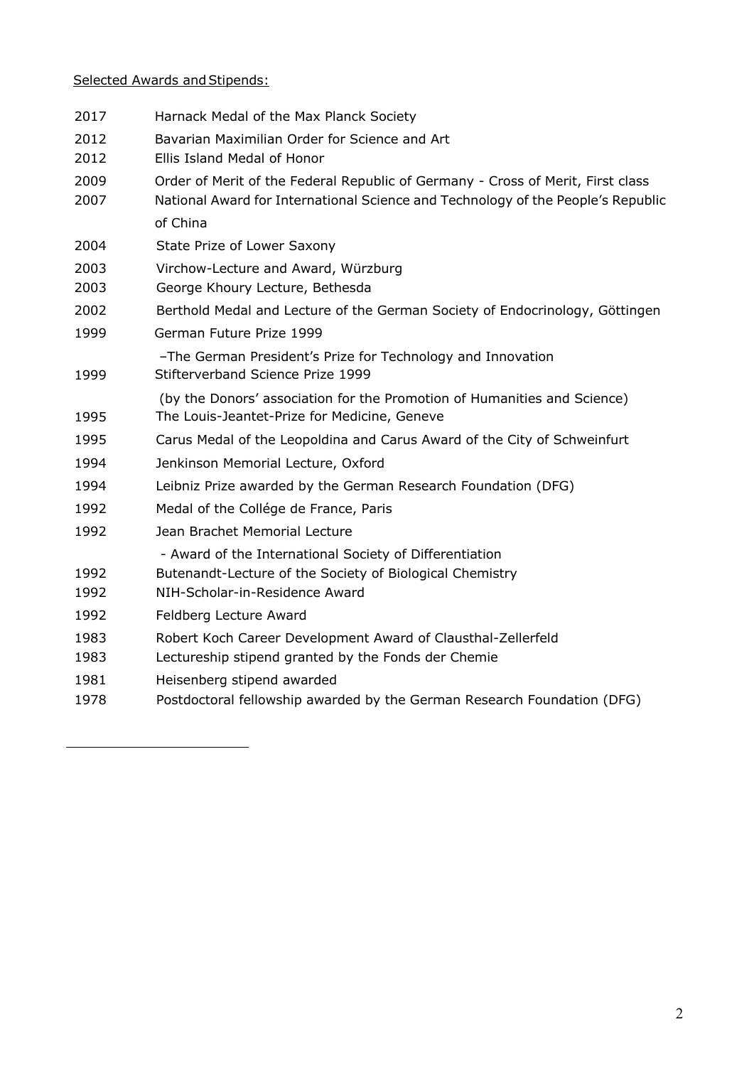Selected Awards and Stipends:

| | |
|---|---|
| 2017 | Harnack Medal of the Max Planck Society |
| 2012 | Bavarian Maximilian Order for Science and Art |
| 2012 | Ellis Island Medal of Honor |
| 2009 | Order of Merit of the Federal Republic of Germany - Cross of Merit, First class |
| 2007 | National Award for International Science and Technology of the People's Republic of China |
| 2004 | State Prize of Lower Saxony |
| 2003 | Virchow-Lecture and Award, Würzburg |
| 2003 | George Khoury Lecture, Bethesda |
| 2002 | Berthold Medal and Lecture of the German Society of Endocrinology, Göttingen |
| 1999 | German Future Prize 1999 –The German President's Prize for Technology and Innovation |
| 1999 | Stifterverband Science Prize 1999 (by the Donors' association for the Promotion of Humanities and Science) |
| 1995 | The Louis-Jeantet-Prize for Medicine, Geneve |
| 1995 | Carus Medal of the Leopoldina and Carus Award of the City of Schweinfurt |
| 1994 | Jenkinson Memorial Lecture, Oxford |
| 1994 | Leibniz Prize awarded by the German Research Foundation (DFG) |
| 1992 | Medal of the Collége de France, Paris |
| 1992 | Jean Brachet Memorial Lecture - Award of the International Society of Differentiation |
| 1992 | Butenandt-Lecture of the Society of Biological Chemistry |
| 1992 | NIH-Scholar-in-Residence Award |
| 1992 | Feldberg Lecture Award |
| 1983 | Robert Koch Career Development Award of Clausthal-Zellerfeld |
| 1983 | Lectureship stipend granted by the Fonds der Chemie |
| 1981 | Heisenberg stipend awarded |
| 1978 | Postdoctoral fellowship awarded by the German Research Foundation (DFG) |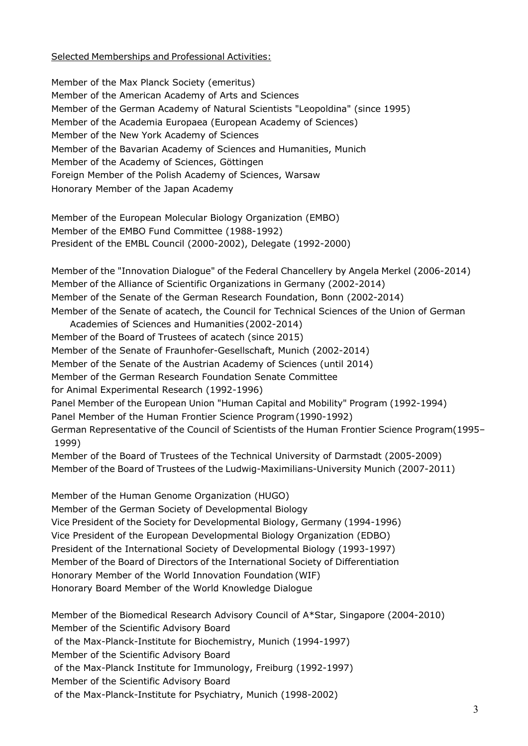Selected Memberships and Professional Activities:

Member of the Max Planck Society (emeritus)
Member of the American Academy of Arts and Sciences
Member of the German Academy of Natural Scientists "Leopoldina" (since 1995)
Member of the Academia Europaea (European Academy of Sciences)
Member of the New York Academy of Sciences
Member of the Bavarian Academy of Sciences and Humanities, Munich
Member of the Academy of Sciences, Göttingen
Foreign Member of the Polish Academy of Sciences, Warsaw
Honorary Member of the Japan Academy

Member of the European Molecular Biology Organization (EMBO)
Member of the EMBO Fund Committee (1988-1992)
President of the EMBL Council (2000-2002), Delegate (1992-2000)

Member of the "Innovation Dialogue" of the Federal Chancellery by Angela Merkel (2006-2014)
Member of the Alliance of Scientific Organizations in Germany (2002-2014)
Member of the Senate of the German Research Foundation, Bonn (2002-2014)
Member of the Senate of acatech, the Council for Technical Sciences of the Union of German Academies of Sciences and Humanities (2002-2014)
Member of the Board of Trustees of acatech (since 2015)
Member of the Senate of Fraunhofer-Gesellschaft, Munich (2002-2014)
Member of the Senate of the Austrian Academy of Sciences (until 2014)
Member of the German Research Foundation Senate Committee for Animal Experimental Research (1992-1996)
Panel Member of the European Union "Human Capital and Mobility" Program (1992-1994)
Panel Member of the Human Frontier Science Program (1990-1992)
German Representative of the Council of Scientists of the Human Frontier Science Program (1995–1999)
Member of the Board of Trustees of the Technical University of Darmstadt (2005-2009)
Member of the Board of Trustees of the Ludwig-Maximilians-University Munich (2007-2011)

Member of the Human Genome Organization (HUGO)
Member of the German Society of Developmental Biology
Vice President of the Society for Developmental Biology, Germany (1994-1996)
Vice President of the European Developmental Biology Organization (EDBO)
President of the International Society of Developmental Biology (1993-1997)
Member of the Board of Directors of the International Society of Differentiation
Honorary Member of the World Innovation Foundation (WIF)
Honorary Board Member of the World Knowledge Dialogue

Member of the Biomedical Research Advisory Council of A*Star, Singapore (2004-2010)
Member of the Scientific Advisory Board of the Max-Planck-Institute for Biochemistry, Munich (1994-1997)
Member of the Scientific Advisory Board of the Max-Planck Institute for Immunology, Freiburg (1992-1997)
Member of the Scientific Advisory Board of the Max-Planck-Institute for Psychiatry, Munich (1998-2002)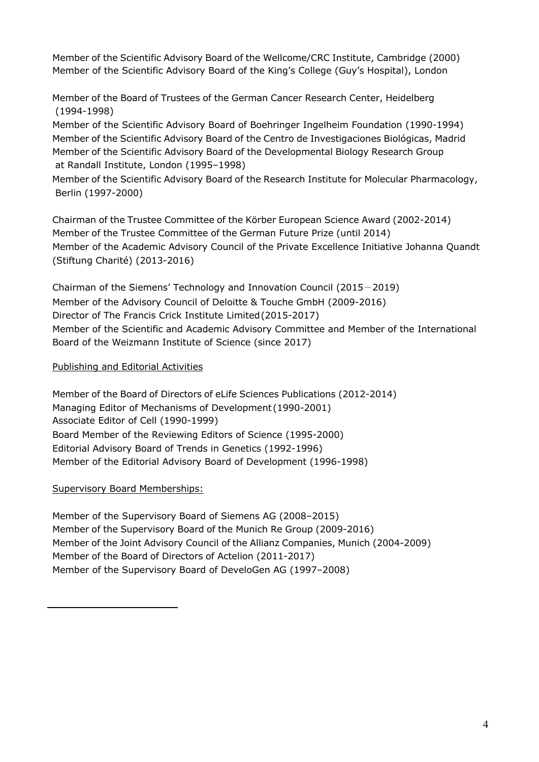Member of the Scientific Advisory Board of the Wellcome/CRC Institute, Cambridge (2000)
Member of the Scientific Advisory Board of the King's College (Guy's Hospital), London

Member of the Board of Trustees of the German Cancer Research Center, Heidelberg (1994-1998)
Member of the Scientific Advisory Board of Boehringer Ingelheim Foundation (1990-1994)
Member of the Scientific Advisory Board of the Centro de Investigaciones Biológicas, Madrid
Member of the Scientific Advisory Board of the Developmental Biology Research Group at Randall Institute, London (1995–1998)
Member of the Scientific Advisory Board of the Research Institute for Molecular Pharmacology, Berlin (1997-2000)

Chairman of the Trustee Committee of the Körber European Science Award (2002-2014)
Member of the Trustee Committee of the German Future Prize (until 2014)
Member of the Academic Advisory Council of the Private Excellence Initiative Johanna Quandt (Stiftung Charité) (2013-2016)

Chairman of the Siemens' Technology and Innovation Council (2015－2019)
Member of the Advisory Council of Deloitte & Touche GmbH (2009-2016)
Director of The Francis Crick Institute Limited (2015-2017)
Member of the Scientific and Academic Advisory Committee and Member of the International Board of the Weizmann Institute of Science (since 2017)

<u>Publishing and Editorial Activities</u>

Member of the Board of Directors of eLife Sciences Publications (2012-2014)
Managing Editor of Mechanisms of Development (1990-2001)
Associate Editor of Cell (1990-1999)
Board Member of the Reviewing Editors of Science (1995-2000)
Editorial Advisory Board of Trends in Genetics (1992-1996)
Member of the Editorial Advisory Board of Development (1996-1998)

<u>Supervisory Board Memberships:</u>

Member of the Supervisory Board of Siemens AG (2008–2015)
Member of the Supervisory Board of the Munich Re Group (2009-2016)
Member of the Joint Advisory Council of the Allianz Companies, Munich (2004-2009)
Member of the Board of Directors of Actelion (2011-2017)
Member of the Supervisory Board of DeveloGen AG (1997–2008)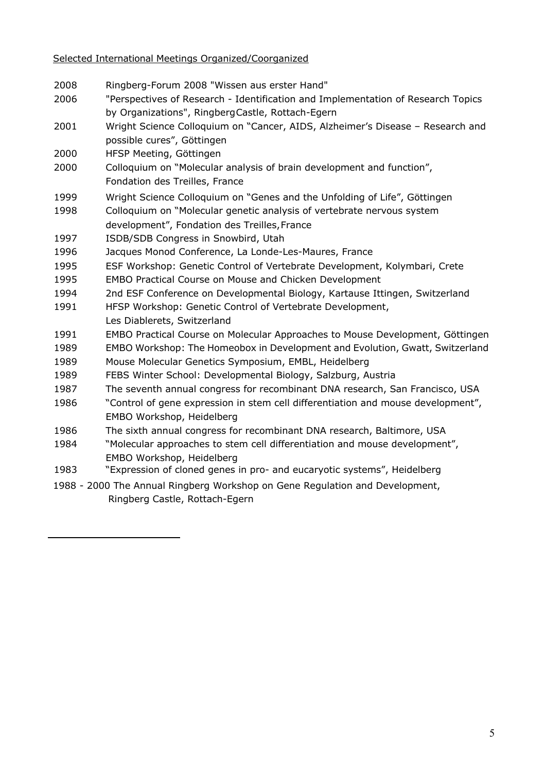Selected International Meetings Organized/Coorganized

2008 Ringberg-Forum 2008 "Wissen aus erster Hand"

2006 "Perspectives of Research - Identification and Implementation of Research Topics by Organizations", Ringberg Castle, Rottach-Egern

2001 Wright Science Colloquium on "Cancer, AIDS, Alzheimer's Disease – Research and possible cures", Göttingen

2000 HFSP Meeting, Göttingen

2000 Colloquium on "Molecular analysis of brain development and function", Fondation des Treilles, France

1999 Wright Science Colloquium on "Genes and the Unfolding of Life", Göttingen

1998 Colloquium on "Molecular genetic analysis of vertebrate nervous system development", Fondation des Treilles, France

1997 ISDB/SDB Congress in Snowbird, Utah

1996 Jacques Monod Conference, La Londe-Les-Maures, France

1995 ESF Workshop: Genetic Control of Vertebrate Development, Kolymbari, Crete

1995 EMBO Practical Course on Mouse and Chicken Development

1994 2nd ESF Conference on Developmental Biology, Kartause Ittingen, Switzerland

1991 HFSP Workshop: Genetic Control of Vertebrate Development, Les Diablerets, Switzerland

1991 EMBO Practical Course on Molecular Approaches to Mouse Development, Göttingen

1989 EMBO Workshop: The Homeobox in Development and Evolution, Gwatt, Switzerland

1989 Mouse Molecular Genetics Symposium, EMBL, Heidelberg

1989 FEBS Winter School: Developmental Biology, Salzburg, Austria

1987 The seventh annual congress for recombinant DNA research, San Francisco, USA

1986 "Control of gene expression in stem cell differentiation and mouse development", EMBO Workshop, Heidelberg

1986 The sixth annual congress for recombinant DNA research, Baltimore, USA

1984 "Molecular approaches to stem cell differentiation and mouse development", EMBO Workshop, Heidelberg

1983 "Expression of cloned genes in pro- and eucaryotic systems", Heidelberg

1988 - 2000 The Annual Ringberg Workshop on Gene Regulation and Development, Ringberg Castle, Rottach-Egern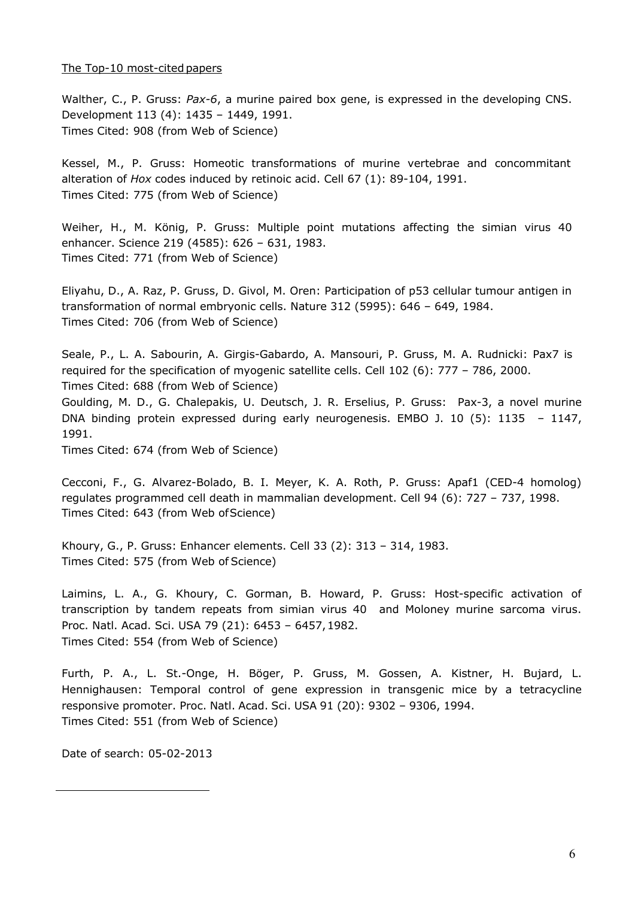The Top-10 most-cited papers

Walther, C., P. Gruss: *Pax-6*, a murine paired box gene, is expressed in the developing CNS. Development 113 (4): 1435 – 1449, 1991.
Times Cited: 908 (from Web of Science)

Kessel, M., P. Gruss: Homeotic transformations of murine vertebrae and concommitant alteration of *Hox* codes induced by retinoic acid. Cell 67 (1): 89-104, 1991.
Times Cited: 775 (from Web of Science)

Weiher, H., M. König, P. Gruss: Multiple point mutations affecting the simian virus 40 enhancer. Science 219 (4585): 626 – 631, 1983.
Times Cited: 771 (from Web of Science)

Eliyahu, D., A. Raz, P. Gruss, D. Givol, M. Oren: Participation of p53 cellular tumour antigen in transformation of normal embryonic cells. Nature 312 (5995): 646 – 649, 1984.
Times Cited: 706 (from Web of Science)

Seale, P., L. A. Sabourin, A. Girgis-Gabardo, A. Mansouri, P. Gruss, M. A. Rudnicki: Pax7 is required for the specification of myogenic satellite cells. Cell 102 (6): 777 – 786, 2000.
Times Cited: 688 (from Web of Science)

Goulding, M. D., G. Chalepakis, U. Deutsch, J. R. Erselius, P. Gruss: Pax-3, a novel murine DNA binding protein expressed during early neurogenesis. EMBO J. 10 (5): 1135 – 1147, 1991.
Times Cited: 674 (from Web of Science)

Cecconi, F., G. Alvarez-Bolado, B. I. Meyer, K. A. Roth, P. Gruss: Apaf1 (CED-4 homolog) regulates programmed cell death in mammalian development. Cell 94 (6): 727 – 737, 1998.
Times Cited: 643 (from Web of Science)

Khoury, G., P. Gruss: Enhancer elements. Cell 33 (2): 313 – 314, 1983.
Times Cited: 575 (from Web of Science)

Laimins, L. A., G. Khoury, C. Gorman, B. Howard, P. Gruss: Host-specific activation of transcription by tandem repeats from simian virus 40 and Moloney murine sarcoma virus. Proc. Natl. Acad. Sci. USA 79 (21): 6453 – 6457, 1982.
Times Cited: 554 (from Web of Science)

Furth, P. A., L. St.-Onge, H. Böger, P. Gruss, M. Gossen, A. Kistner, H. Bujard, L. Hennighausen: Temporal control of gene expression in transgenic mice by a tetracycline responsive promoter. Proc. Natl. Acad. Sci. USA 91 (20): 9302 – 9306, 1994.
Times Cited: 551 (from Web of Science)

Date of search: 05-02-2013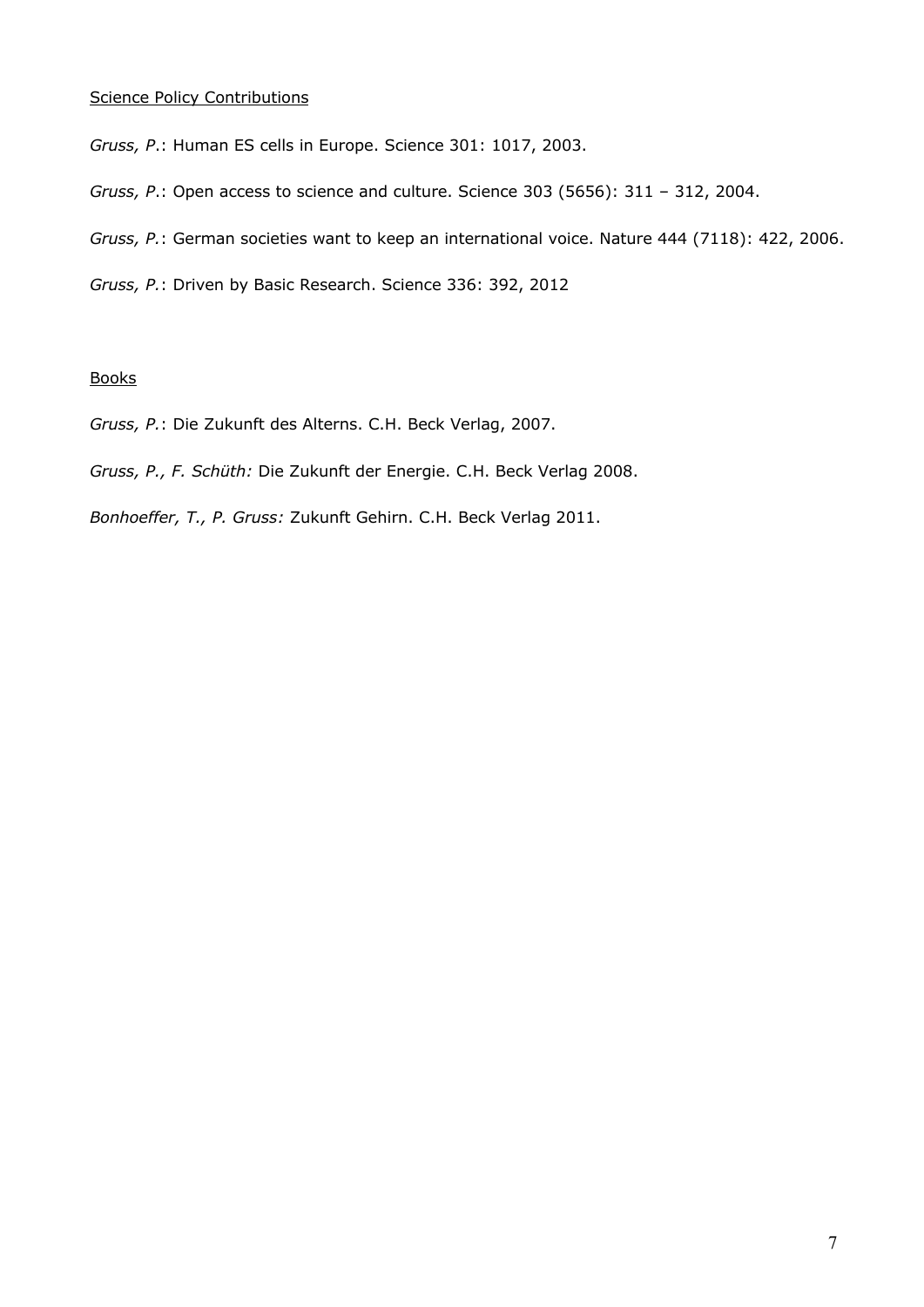Science Policy Contributions

*Gruss, P.*: Human ES cells in Europe. Science 301: 1017, 2003.

*Gruss, P.*: Open access to science and culture. Science 303 (5656): 311 – 312, 2004.

*Gruss, P.*: German societies want to keep an international voice. Nature 444 (7118): 422, 2006.

*Gruss, P.*: Driven by Basic Research. Science 336: 392, 2012

Books

*Gruss, P.*: Die Zukunft des Alterns. C.H. Beck Verlag, 2007.

*Gruss, P., F. Schüth:* Die Zukunft der Energie. C.H. Beck Verlag 2008.

*Bonhoeffer, T., P. Gruss:* Zukunft Gehirn. C.H. Beck Verlag 2011.